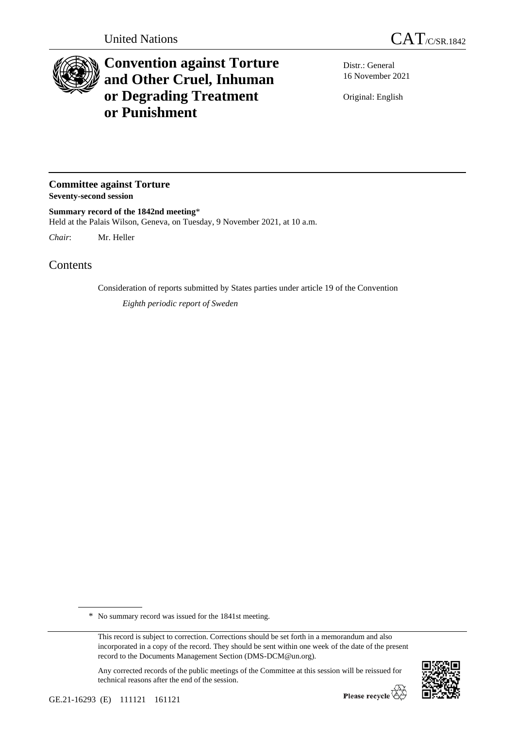United Nations CAT/C/SR.1842

# Convention against Torture and Other Cruel, Inhuman or Degrading Treatment or Punishment

Distr.: General
16 November 2021

Original: English

## Committee against Torture
**Seventy-second session**

**Summary record of the 1842nd meeting***
Held at the Palais Wilson, Geneva, on Tuesday, 9 November 2021, at 10 a.m.

*Chair*: Mr. Heller

## Contents

Consideration of reports submitted by States parties under article 19 of the Convention

*Eighth periodic report of Sweden*

\* No summary record was issued for the 1841st meeting.

This record is subject to correction. Corrections should be set forth in a memorandum and also incorporated in a copy of the record. They should be sent within one week of the date of the present record to the Documents Management Section (DMS-DCM@un.org).

Any corrected records of the public meetings of the Committee at this session will be reissued for technical reasons after the end of the session.

GE.21-16293 (E) 111121 161121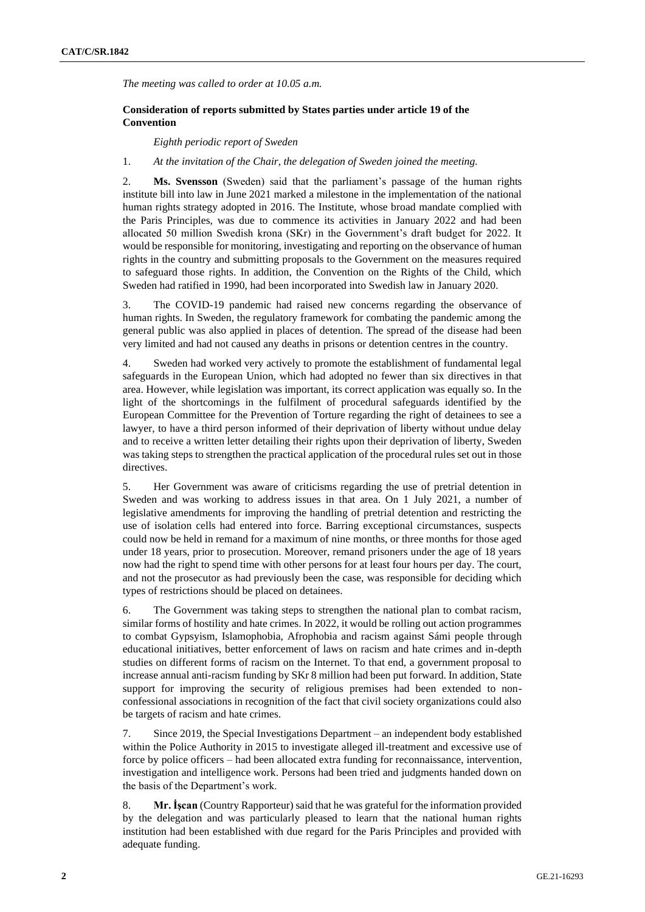*The meeting was called to order at 10.05 a.m.*

**Consideration of reports submitted by States parties under article 19 of the Convention**

*Eighth periodic report of Sweden*

1. *At the invitation of the Chair, the delegation of Sweden joined the meeting.*

2. **Ms. Svensson** (Sweden) said that the parliament's passage of the human rights institute bill into law in June 2021 marked a milestone in the implementation of the national human rights strategy adopted in 2016. The Institute, whose broad mandate complied with the Paris Principles, was due to commence its activities in January 2022 and had been allocated 50 million Swedish krona (SKr) in the Government's draft budget for 2022. It would be responsible for monitoring, investigating and reporting on the observance of human rights in the country and submitting proposals to the Government on the measures required to safeguard those rights. In addition, the Convention on the Rights of the Child, which Sweden had ratified in 1990, had been incorporated into Swedish law in January 2020.

3. The COVID-19 pandemic had raised new concerns regarding the observance of human rights. In Sweden, the regulatory framework for combating the pandemic among the general public was also applied in places of detention. The spread of the disease had been very limited and had not caused any deaths in prisons or detention centres in the country.

4. Sweden had worked very actively to promote the establishment of fundamental legal safeguards in the European Union, which had adopted no fewer than six directives in that area. However, while legislation was important, its correct application was equally so. In the light of the shortcomings in the fulfilment of procedural safeguards identified by the European Committee for the Prevention of Torture regarding the right of detainees to see a lawyer, to have a third person informed of their deprivation of liberty without undue delay and to receive a written letter detailing their rights upon their deprivation of liberty, Sweden was taking steps to strengthen the practical application of the procedural rules set out in those directives.

5. Her Government was aware of criticisms regarding the use of pretrial detention in Sweden and was working to address issues in that area. On 1 July 2021, a number of legislative amendments for improving the handling of pretrial detention and restricting the use of isolation cells had entered into force. Barring exceptional circumstances, suspects could now be held in remand for a maximum of nine months, or three months for those aged under 18 years, prior to prosecution. Moreover, remand prisoners under the age of 18 years now had the right to spend time with other persons for at least four hours per day. The court, and not the prosecutor as had previously been the case, was responsible for deciding which types of restrictions should be placed on detainees.

6. The Government was taking steps to strengthen the national plan to combat racism, similar forms of hostility and hate crimes. In 2022, it would be rolling out action programmes to combat Gypsyism, Islamophobia, Afrophobia and racism against Sámi people through educational initiatives, better enforcement of laws on racism and hate crimes and in-depth studies on different forms of racism on the Internet. To that end, a government proposal to increase annual anti-racism funding by SKr 8 million had been put forward. In addition, State support for improving the security of religious premises had been extended to non-confessional associations in recognition of the fact that civil society organizations could also be targets of racism and hate crimes.

7. Since 2019, the Special Investigations Department – an independent body established within the Police Authority in 2015 to investigate alleged ill-treatment and excessive use of force by police officers – had been allocated extra funding for reconnaissance, intervention, investigation and intelligence work. Persons had been tried and judgments handed down on the basis of the Department's work.

8. **Mr. İşcan** (Country Rapporteur) said that he was grateful for the information provided by the delegation and was particularly pleased to learn that the national human rights institution had been established with due regard for the Paris Principles and provided with adequate funding.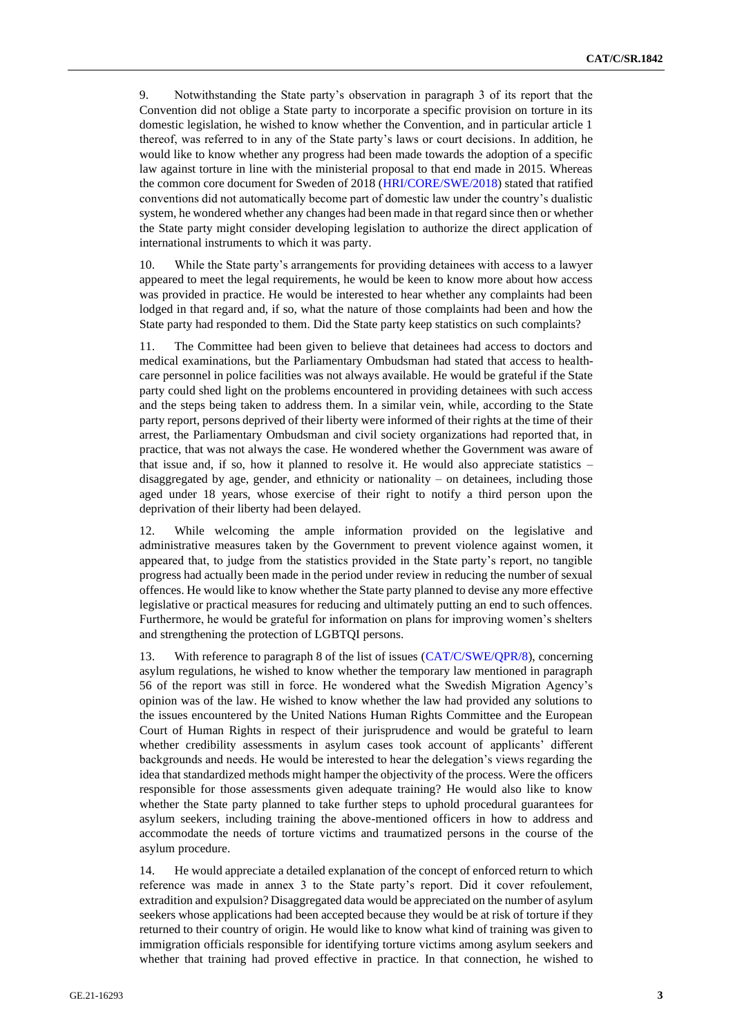9. Notwithstanding the State party's observation in paragraph 3 of its report that the Convention did not oblige a State party to incorporate a specific provision on torture in its domestic legislation, he wished to know whether the Convention, and in particular article 1 thereof, was referred to in any of the State party's laws or court decisions. In addition, he would like to know whether any progress had been made towards the adoption of a specific law against torture in line with the ministerial proposal to that end made in 2015. Whereas the common core document for Sweden of 2018 (HRI/CORE/SWE/2018) stated that ratified conventions did not automatically become part of domestic law under the country's dualistic system, he wondered whether any changes had been made in that regard since then or whether the State party might consider developing legislation to authorize the direct application of international instruments to which it was party.

10. While the State party's arrangements for providing detainees with access to a lawyer appeared to meet the legal requirements, he would be keen to know more about how access was provided in practice. He would be interested to hear whether any complaints had been lodged in that regard and, if so, what the nature of those complaints had been and how the State party had responded to them. Did the State party keep statistics on such complaints?

11. The Committee had been given to believe that detainees had access to doctors and medical examinations, but the Parliamentary Ombudsman had stated that access to health-care personnel in police facilities was not always available. He would be grateful if the State party could shed light on the problems encountered in providing detainees with such access and the steps being taken to address them. In a similar vein, while, according to the State party report, persons deprived of their liberty were informed of their rights at the time of their arrest, the Parliamentary Ombudsman and civil society organizations had reported that, in practice, that was not always the case. He wondered whether the Government was aware of that issue and, if so, how it planned to resolve it. He would also appreciate statistics – disaggregated by age, gender, and ethnicity or nationality – on detainees, including those aged under 18 years, whose exercise of their right to notify a third person upon the deprivation of their liberty had been delayed.

12. While welcoming the ample information provided on the legislative and administrative measures taken by the Government to prevent violence against women, it appeared that, to judge from the statistics provided in the State party's report, no tangible progress had actually been made in the period under review in reducing the number of sexual offences. He would like to know whether the State party planned to devise any more effective legislative or practical measures for reducing and ultimately putting an end to such offences. Furthermore, he would be grateful for information on plans for improving women's shelters and strengthening the protection of LGBTQI persons.

13. With reference to paragraph 8 of the list of issues (CAT/C/SWE/QPR/8), concerning asylum regulations, he wished to know whether the temporary law mentioned in paragraph 56 of the report was still in force. He wondered what the Swedish Migration Agency's opinion was of the law. He wished to know whether the law had provided any solutions to the issues encountered by the United Nations Human Rights Committee and the European Court of Human Rights in respect of their jurisprudence and would be grateful to learn whether credibility assessments in asylum cases took account of applicants' different backgrounds and needs. He would be interested to hear the delegation's views regarding the idea that standardized methods might hamper the objectivity of the process. Were the officers responsible for those assessments given adequate training? He would also like to know whether the State party planned to take further steps to uphold procedural guarantees for asylum seekers, including training the above-mentioned officers in how to address and accommodate the needs of torture victims and traumatized persons in the course of the asylum procedure.

14. He would appreciate a detailed explanation of the concept of enforced return to which reference was made in annex 3 to the State party's report. Did it cover refoulement, extradition and expulsion? Disaggregated data would be appreciated on the number of asylum seekers whose applications had been accepted because they would be at risk of torture if they returned to their country of origin. He would like to know what kind of training was given to immigration officials responsible for identifying torture victims among asylum seekers and whether that training had proved effective in practice. In that connection, he wished to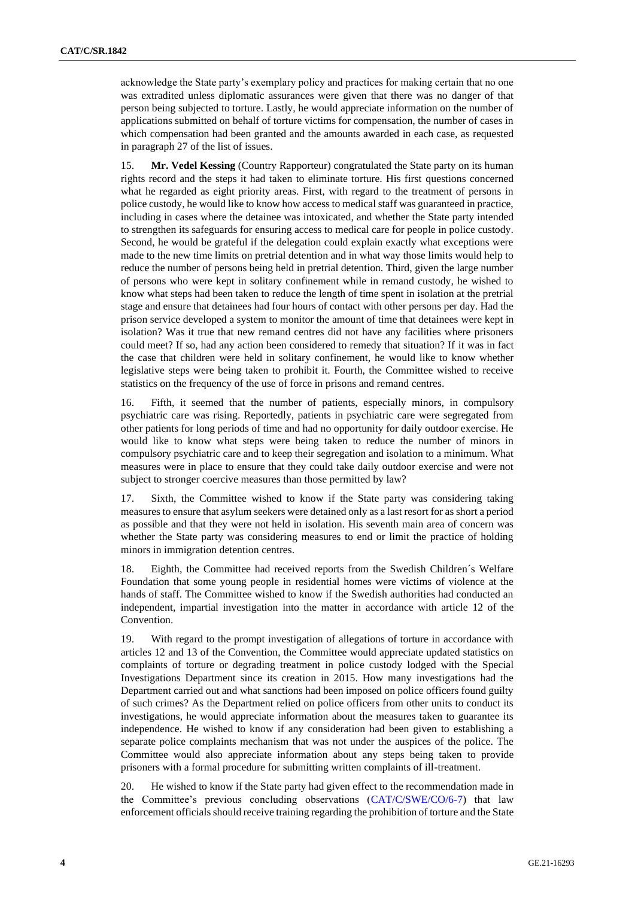acknowledge the State party's exemplary policy and practices for making certain that no one was extradited unless diplomatic assurances were given that there was no danger of that person being subjected to torture. Lastly, he would appreciate information on the number of applications submitted on behalf of torture victims for compensation, the number of cases in which compensation had been granted and the amounts awarded in each case, as requested in paragraph 27 of the list of issues.

15. **Mr. Vedel Kessing** (Country Rapporteur) congratulated the State party on its human rights record and the steps it had taken to eliminate torture. His first questions concerned what he regarded as eight priority areas. First, with regard to the treatment of persons in police custody, he would like to know how access to medical staff was guaranteed in practice, including in cases where the detainee was intoxicated, and whether the State party intended to strengthen its safeguards for ensuring access to medical care for people in police custody. Second, he would be grateful if the delegation could explain exactly what exceptions were made to the new time limits on pretrial detention and in what way those limits would help to reduce the number of persons being held in pretrial detention. Third, given the large number of persons who were kept in solitary confinement while in remand custody, he wished to know what steps had been taken to reduce the length of time spent in isolation at the pretrial stage and ensure that detainees had four hours of contact with other persons per day. Had the prison service developed a system to monitor the amount of time that detainees were kept in isolation? Was it true that new remand centres did not have any facilities where prisoners could meet? If so, had any action been considered to remedy that situation? If it was in fact the case that children were held in solitary confinement, he would like to know whether legislative steps were being taken to prohibit it. Fourth, the Committee wished to receive statistics on the frequency of the use of force in prisons and remand centres.

16. Fifth, it seemed that the number of patients, especially minors, in compulsory psychiatric care was rising. Reportedly, patients in psychiatric care were segregated from other patients for long periods of time and had no opportunity for daily outdoor exercise. He would like to know what steps were being taken to reduce the number of minors in compulsory psychiatric care and to keep their segregation and isolation to a minimum. What measures were in place to ensure that they could take daily outdoor exercise and were not subject to stronger coercive measures than those permitted by law?

17. Sixth, the Committee wished to know if the State party was considering taking measures to ensure that asylum seekers were detained only as a last resort for as short a period as possible and that they were not held in isolation. His seventh main area of concern was whether the State party was considering measures to end or limit the practice of holding minors in immigration detention centres.

18. Eighth, the Committee had received reports from the Swedish Children´s Welfare Foundation that some young people in residential homes were victims of violence at the hands of staff. The Committee wished to know if the Swedish authorities had conducted an independent, impartial investigation into the matter in accordance with article 12 of the Convention.

19. With regard to the prompt investigation of allegations of torture in accordance with articles 12 and 13 of the Convention, the Committee would appreciate updated statistics on complaints of torture or degrading treatment in police custody lodged with the Special Investigations Department since its creation in 2015. How many investigations had the Department carried out and what sanctions had been imposed on police officers found guilty of such crimes? As the Department relied on police officers from other units to conduct its investigations, he would appreciate information about the measures taken to guarantee its independence. He wished to know if any consideration had been given to establishing a separate police complaints mechanism that was not under the auspices of the police. The Committee would also appreciate information about any steps being taken to provide prisoners with a formal procedure for submitting written complaints of ill-treatment.

20. He wished to know if the State party had given effect to the recommendation made in the Committee's previous concluding observations (CAT/C/SWE/CO/6-7) that law enforcement officials should receive training regarding the prohibition of torture and the State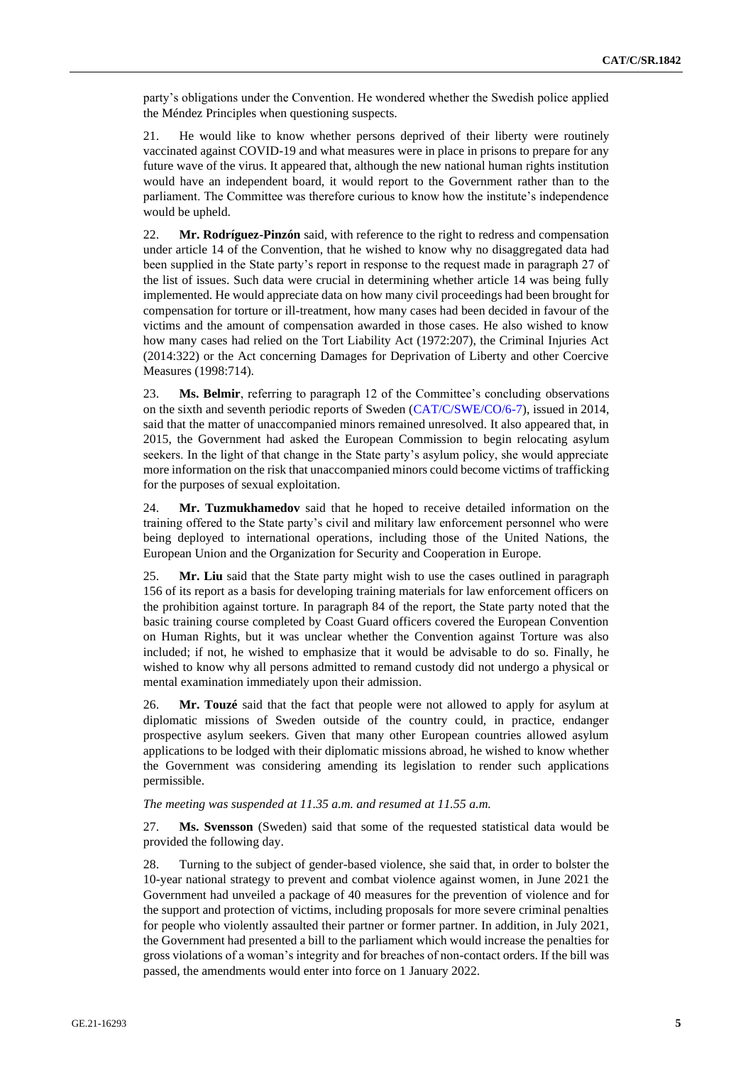party's obligations under the Convention. He wondered whether the Swedish police applied the Méndez Principles when questioning suspects.

21. He would like to know whether persons deprived of their liberty were routinely vaccinated against COVID-19 and what measures were in place in prisons to prepare for any future wave of the virus. It appeared that, although the new national human rights institution would have an independent board, it would report to the Government rather than to the parliament. The Committee was therefore curious to know how the institute's independence would be upheld.

22. **Mr. Rodríguez-Pinzón** said, with reference to the right to redress and compensation under article 14 of the Convention, that he wished to know why no disaggregated data had been supplied in the State party's report in response to the request made in paragraph 27 of the list of issues. Such data were crucial in determining whether article 14 was being fully implemented. He would appreciate data on how many civil proceedings had been brought for compensation for torture or ill-treatment, how many cases had been decided in favour of the victims and the amount of compensation awarded in those cases. He also wished to know how many cases had relied on the Tort Liability Act (1972:207), the Criminal Injuries Act (2014:322) or the Act concerning Damages for Deprivation of Liberty and other Coercive Measures (1998:714).

23. **Ms. Belmir**, referring to paragraph 12 of the Committee's concluding observations on the sixth and seventh periodic reports of Sweden (CAT/C/SWE/CO/6-7), issued in 2014, said that the matter of unaccompanied minors remained unresolved. It also appeared that, in 2015, the Government had asked the European Commission to begin relocating asylum seekers. In the light of that change in the State party's asylum policy, she would appreciate more information on the risk that unaccompanied minors could become victims of trafficking for the purposes of sexual exploitation.

24. **Mr. Tuzmukhamedov** said that he hoped to receive detailed information on the training offered to the State party's civil and military law enforcement personnel who were being deployed to international operations, including those of the United Nations, the European Union and the Organization for Security and Cooperation in Europe.

25. **Mr. Liu** said that the State party might wish to use the cases outlined in paragraph 156 of its report as a basis for developing training materials for law enforcement officers on the prohibition against torture. In paragraph 84 of the report, the State party noted that the basic training course completed by Coast Guard officers covered the European Convention on Human Rights, but it was unclear whether the Convention against Torture was also included; if not, he wished to emphasize that it would be advisable to do so. Finally, he wished to know why all persons admitted to remand custody did not undergo a physical or mental examination immediately upon their admission.

26. **Mr. Touzé** said that the fact that people were not allowed to apply for asylum at diplomatic missions of Sweden outside of the country could, in practice, endanger prospective asylum seekers. Given that many other European countries allowed asylum applications to be lodged with their diplomatic missions abroad, he wished to know whether the Government was considering amending its legislation to render such applications permissible.

*The meeting was suspended at 11.35 a.m. and resumed at 11.55 a.m.*

27. **Ms. Svensson** (Sweden) said that some of the requested statistical data would be provided the following day.

28. Turning to the subject of gender-based violence, she said that, in order to bolster the 10-year national strategy to prevent and combat violence against women, in June 2021 the Government had unveiled a package of 40 measures for the prevention of violence and for the support and protection of victims, including proposals for more severe criminal penalties for people who violently assaulted their partner or former partner. In addition, in July 2021, the Government had presented a bill to the parliament which would increase the penalties for gross violations of a woman's integrity and for breaches of non-contact orders. If the bill was passed, the amendments would enter into force on 1 January 2022.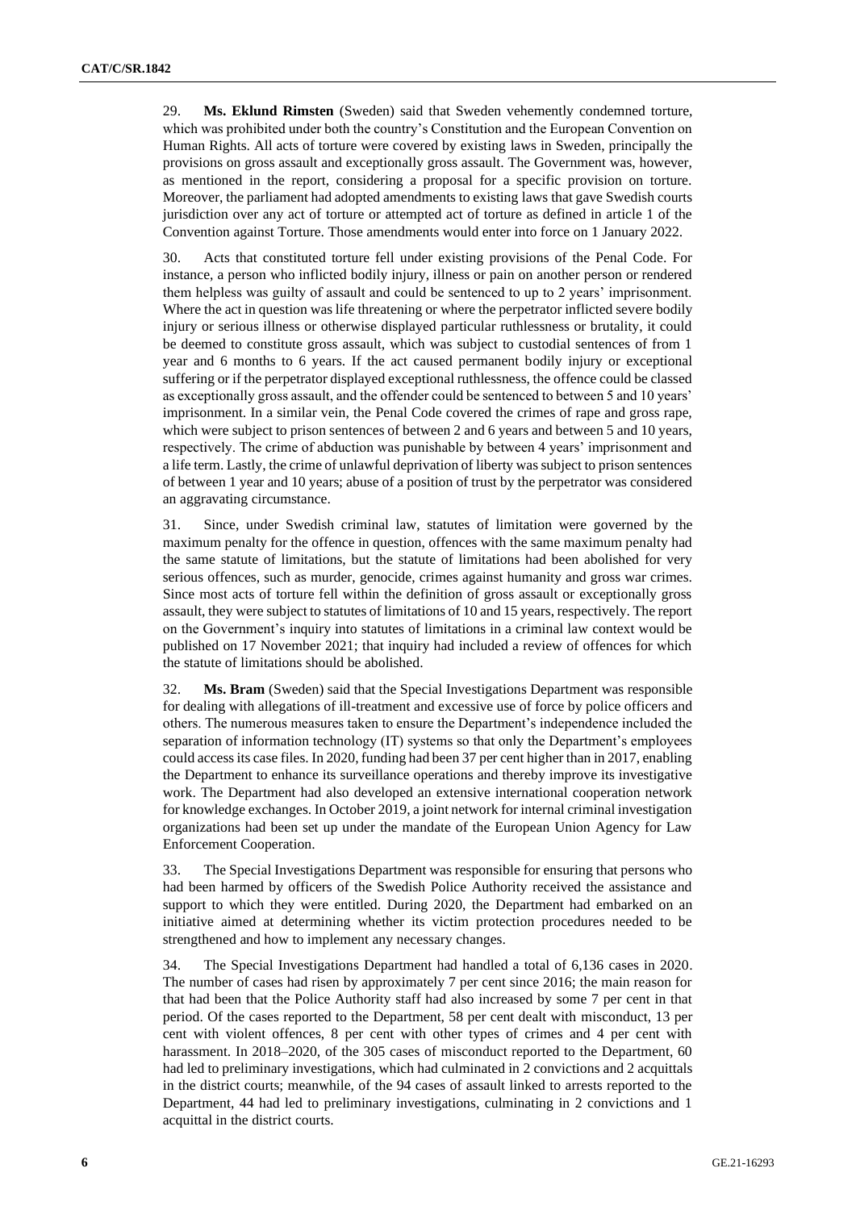29. **Ms. Eklund Rimsten** (Sweden) said that Sweden vehemently condemned torture, which was prohibited under both the country's Constitution and the European Convention on Human Rights. All acts of torture were covered by existing laws in Sweden, principally the provisions on gross assault and exceptionally gross assault. The Government was, however, as mentioned in the report, considering a proposal for a specific provision on torture. Moreover, the parliament had adopted amendments to existing laws that gave Swedish courts jurisdiction over any act of torture or attempted act of torture as defined in article 1 of the Convention against Torture. Those amendments would enter into force on 1 January 2022.

30. Acts that constituted torture fell under existing provisions of the Penal Code. For instance, a person who inflicted bodily injury, illness or pain on another person or rendered them helpless was guilty of assault and could be sentenced to up to 2 years' imprisonment. Where the act in question was life threatening or where the perpetrator inflicted severe bodily injury or serious illness or otherwise displayed particular ruthlessness or brutality, it could be deemed to constitute gross assault, which was subject to custodial sentences of from 1 year and 6 months to 6 years. If the act caused permanent bodily injury or exceptional suffering or if the perpetrator displayed exceptional ruthlessness, the offence could be classed as exceptionally gross assault, and the offender could be sentenced to between 5 and 10 years' imprisonment. In a similar vein, the Penal Code covered the crimes of rape and gross rape, which were subject to prison sentences of between 2 and 6 years and between 5 and 10 years, respectively. The crime of abduction was punishable by between 4 years' imprisonment and a life term. Lastly, the crime of unlawful deprivation of liberty was subject to prison sentences of between 1 year and 10 years; abuse of a position of trust by the perpetrator was considered an aggravating circumstance.

31. Since, under Swedish criminal law, statutes of limitation were governed by the maximum penalty for the offence in question, offences with the same maximum penalty had the same statute of limitations, but the statute of limitations had been abolished for very serious offences, such as murder, genocide, crimes against humanity and gross war crimes. Since most acts of torture fell within the definition of gross assault or exceptionally gross assault, they were subject to statutes of limitations of 10 and 15 years, respectively. The report on the Government's inquiry into statutes of limitations in a criminal law context would be published on 17 November 2021; that inquiry had included a review of offences for which the statute of limitations should be abolished.

32. **Ms. Bram** (Sweden) said that the Special Investigations Department was responsible for dealing with allegations of ill-treatment and excessive use of force by police officers and others. The numerous measures taken to ensure the Department's independence included the separation of information technology (IT) systems so that only the Department's employees could access its case files. In 2020, funding had been 37 per cent higher than in 2017, enabling the Department to enhance its surveillance operations and thereby improve its investigative work. The Department had also developed an extensive international cooperation network for knowledge exchanges. In October 2019, a joint network for internal criminal investigation organizations had been set up under the mandate of the European Union Agency for Law Enforcement Cooperation.

33. The Special Investigations Department was responsible for ensuring that persons who had been harmed by officers of the Swedish Police Authority received the assistance and support to which they were entitled. During 2020, the Department had embarked on an initiative aimed at determining whether its victim protection procedures needed to be strengthened and how to implement any necessary changes.

34. The Special Investigations Department had handled a total of 6,136 cases in 2020. The number of cases had risen by approximately 7 per cent since 2016; the main reason for that had been that the Police Authority staff had also increased by some 7 per cent in that period. Of the cases reported to the Department, 58 per cent dealt with misconduct, 13 per cent with violent offences, 8 per cent with other types of crimes and 4 per cent with harassment. In 2018–2020, of the 305 cases of misconduct reported to the Department, 60 had led to preliminary investigations, which had culminated in 2 convictions and 2 acquittals in the district courts; meanwhile, of the 94 cases of assault linked to arrests reported to the Department, 44 had led to preliminary investigations, culminating in 2 convictions and 1 acquittal in the district courts.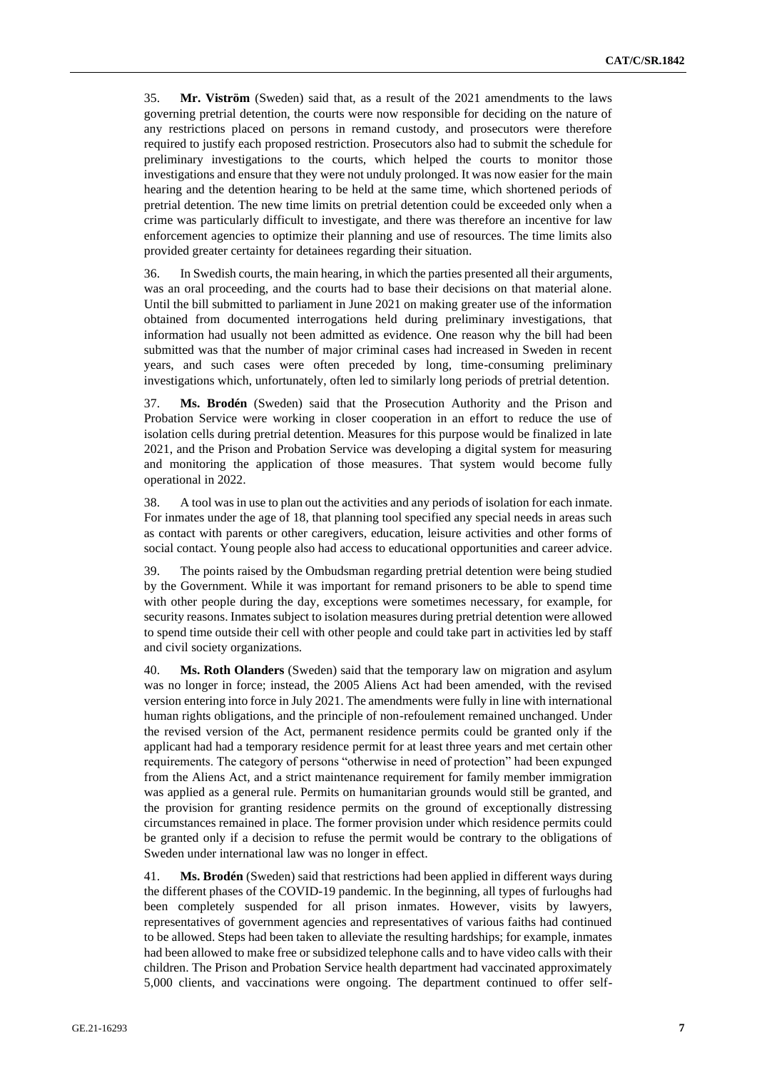35. **Mr. Viström** (Sweden) said that, as a result of the 2021 amendments to the laws governing pretrial detention, the courts were now responsible for deciding on the nature of any restrictions placed on persons in remand custody, and prosecutors were therefore required to justify each proposed restriction. Prosecutors also had to submit the schedule for preliminary investigations to the courts, which helped the courts to monitor those investigations and ensure that they were not unduly prolonged. It was now easier for the main hearing and the detention hearing to be held at the same time, which shortened periods of pretrial detention. The new time limits on pretrial detention could be exceeded only when a crime was particularly difficult to investigate, and there was therefore an incentive for law enforcement agencies to optimize their planning and use of resources. The time limits also provided greater certainty for detainees regarding their situation.

36. In Swedish courts, the main hearing, in which the parties presented all their arguments, was an oral proceeding, and the courts had to base their decisions on that material alone. Until the bill submitted to parliament in June 2021 on making greater use of the information obtained from documented interrogations held during preliminary investigations, that information had usually not been admitted as evidence. One reason why the bill had been submitted was that the number of major criminal cases had increased in Sweden in recent years, and such cases were often preceded by long, time-consuming preliminary investigations which, unfortunately, often led to similarly long periods of pretrial detention.

37. **Ms. Brodén** (Sweden) said that the Prosecution Authority and the Prison and Probation Service were working in closer cooperation in an effort to reduce the use of isolation cells during pretrial detention. Measures for this purpose would be finalized in late 2021, and the Prison and Probation Service was developing a digital system for measuring and monitoring the application of those measures. That system would become fully operational in 2022.

38. A tool was in use to plan out the activities and any periods of isolation for each inmate. For inmates under the age of 18, that planning tool specified any special needs in areas such as contact with parents or other caregivers, education, leisure activities and other forms of social contact. Young people also had access to educational opportunities and career advice.

39. The points raised by the Ombudsman regarding pretrial detention were being studied by the Government. While it was important for remand prisoners to be able to spend time with other people during the day, exceptions were sometimes necessary, for example, for security reasons. Inmates subject to isolation measures during pretrial detention were allowed to spend time outside their cell with other people and could take part in activities led by staff and civil society organizations.

40. **Ms. Roth Olanders** (Sweden) said that the temporary law on migration and asylum was no longer in force; instead, the 2005 Aliens Act had been amended, with the revised version entering into force in July 2021. The amendments were fully in line with international human rights obligations, and the principle of non-refoulement remained unchanged. Under the revised version of the Act, permanent residence permits could be granted only if the applicant had had a temporary residence permit for at least three years and met certain other requirements. The category of persons "otherwise in need of protection" had been expunged from the Aliens Act, and a strict maintenance requirement for family member immigration was applied as a general rule. Permits on humanitarian grounds would still be granted, and the provision for granting residence permits on the ground of exceptionally distressing circumstances remained in place. The former provision under which residence permits could be granted only if a decision to refuse the permit would be contrary to the obligations of Sweden under international law was no longer in effect.

41. **Ms. Brodén** (Sweden) said that restrictions had been applied in different ways during the different phases of the COVID-19 pandemic. In the beginning, all types of furloughs had been completely suspended for all prison inmates. However, visits by lawyers, representatives of government agencies and representatives of various faiths had continued to be allowed. Steps had been taken to alleviate the resulting hardships; for example, inmates had been allowed to make free or subsidized telephone calls and to have video calls with their children. The Prison and Probation Service health department had vaccinated approximately 5,000 clients, and vaccinations were ongoing. The department continued to offer self-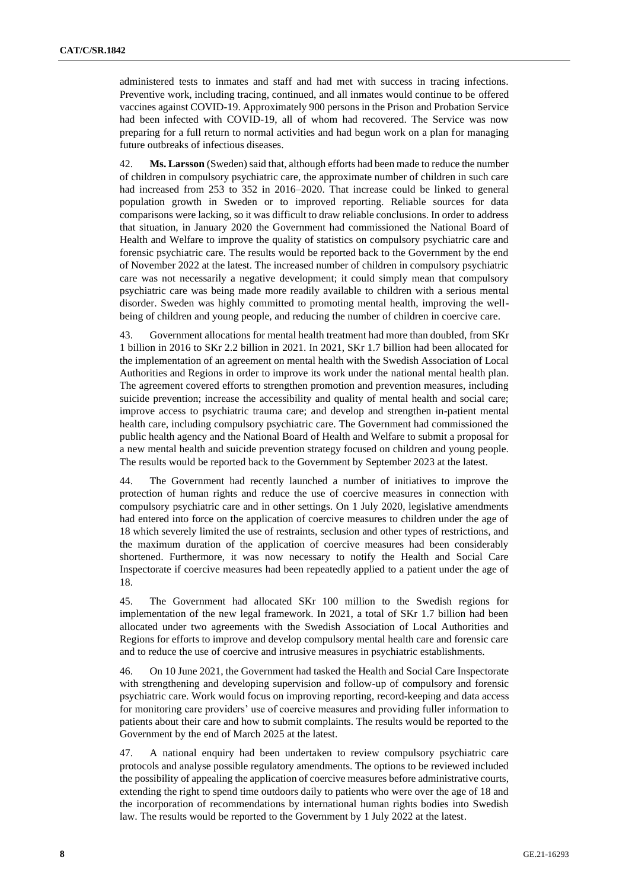administered tests to inmates and staff and had met with success in tracing infections. Preventive work, including tracing, continued, and all inmates would continue to be offered vaccines against COVID-19. Approximately 900 persons in the Prison and Probation Service had been infected with COVID-19, all of whom had recovered. The Service was now preparing for a full return to normal activities and had begun work on a plan for managing future outbreaks of infectious diseases.

42. **Ms. Larsson** (Sweden) said that, although efforts had been made to reduce the number of children in compulsory psychiatric care, the approximate number of children in such care had increased from 253 to 352 in 2016–2020. That increase could be linked to general population growth in Sweden or to improved reporting. Reliable sources for data comparisons were lacking, so it was difficult to draw reliable conclusions. In order to address that situation, in January 2020 the Government had commissioned the National Board of Health and Welfare to improve the quality of statistics on compulsory psychiatric care and forensic psychiatric care. The results would be reported back to the Government by the end of November 2022 at the latest. The increased number of children in compulsory psychiatric care was not necessarily a negative development; it could simply mean that compulsory psychiatric care was being made more readily available to children with a serious mental disorder. Sweden was highly committed to promoting mental health, improving the well-being of children and young people, and reducing the number of children in coercive care.

43. Government allocations for mental health treatment had more than doubled, from SKr 1 billion in 2016 to SKr 2.2 billion in 2021. In 2021, SKr 1.7 billion had been allocated for the implementation of an agreement on mental health with the Swedish Association of Local Authorities and Regions in order to improve its work under the national mental health plan. The agreement covered efforts to strengthen promotion and prevention measures, including suicide prevention; increase the accessibility and quality of mental health and social care; improve access to psychiatric trauma care; and develop and strengthen in-patient mental health care, including compulsory psychiatric care. The Government had commissioned the public health agency and the National Board of Health and Welfare to submit a proposal for a new mental health and suicide prevention strategy focused on children and young people. The results would be reported back to the Government by September 2023 at the latest.

44. The Government had recently launched a number of initiatives to improve the protection of human rights and reduce the use of coercive measures in connection with compulsory psychiatric care and in other settings. On 1 July 2020, legislative amendments had entered into force on the application of coercive measures to children under the age of 18 which severely limited the use of restraints, seclusion and other types of restrictions, and the maximum duration of the application of coercive measures had been considerably shortened. Furthermore, it was now necessary to notify the Health and Social Care Inspectorate if coercive measures had been repeatedly applied to a patient under the age of 18.

45. The Government had allocated SKr 100 million to the Swedish regions for implementation of the new legal framework. In 2021, a total of SKr 1.7 billion had been allocated under two agreements with the Swedish Association of Local Authorities and Regions for efforts to improve and develop compulsory mental health care and forensic care and to reduce the use of coercive and intrusive measures in psychiatric establishments.

46. On 10 June 2021, the Government had tasked the Health and Social Care Inspectorate with strengthening and developing supervision and follow-up of compulsory and forensic psychiatric care. Work would focus on improving reporting, record-keeping and data access for monitoring care providers' use of coercive measures and providing fuller information to patients about their care and how to submit complaints. The results would be reported to the Government by the end of March 2025 at the latest.

47. A national enquiry had been undertaken to review compulsory psychiatric care protocols and analyse possible regulatory amendments. The options to be reviewed included the possibility of appealing the application of coercive measures before administrative courts, extending the right to spend time outdoors daily to patients who were over the age of 18 and the incorporation of recommendations by international human rights bodies into Swedish law. The results would be reported to the Government by 1 July 2022 at the latest.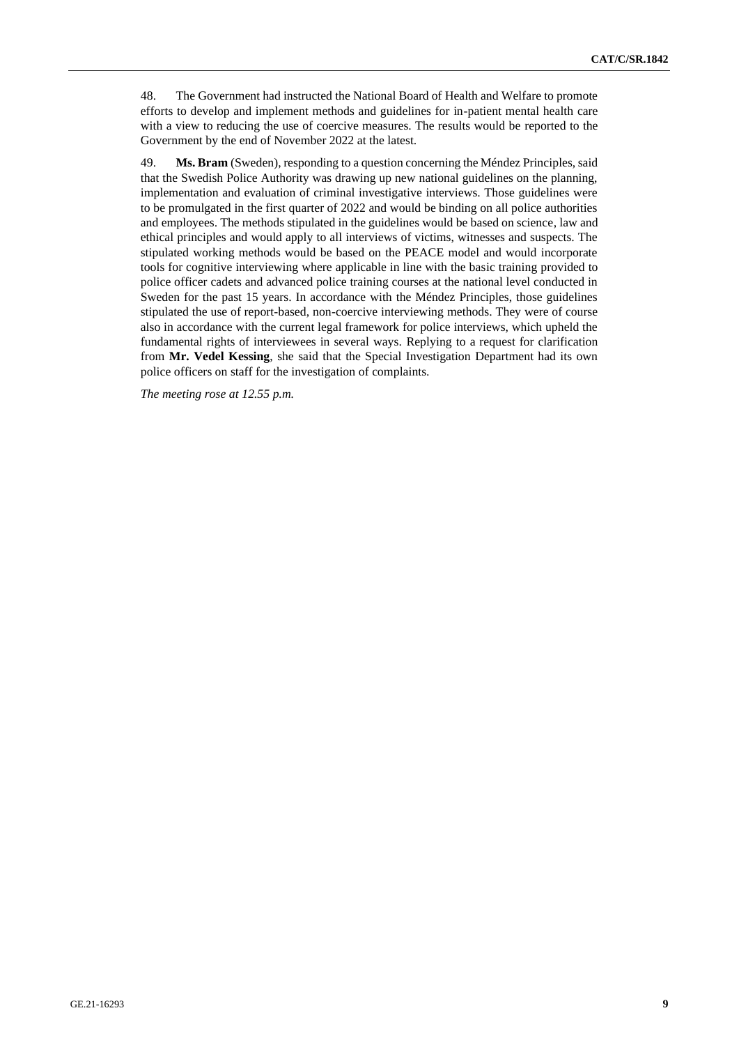48. The Government had instructed the National Board of Health and Welfare to promote efforts to develop and implement methods and guidelines for in-patient mental health care with a view to reducing the use of coercive measures. The results would be reported to the Government by the end of November 2022 at the latest.

49. **Ms. Bram** (Sweden), responding to a question concerning the Méndez Principles, said that the Swedish Police Authority was drawing up new national guidelines on the planning, implementation and evaluation of criminal investigative interviews. Those guidelines were to be promulgated in the first quarter of 2022 and would be binding on all police authorities and employees. The methods stipulated in the guidelines would be based on science, law and ethical principles and would apply to all interviews of victims, witnesses and suspects. The stipulated working methods would be based on the PEACE model and would incorporate tools for cognitive interviewing where applicable in line with the basic training provided to police officer cadets and advanced police training courses at the national level conducted in Sweden for the past 15 years. In accordance with the Méndez Principles, those guidelines stipulated the use of report-based, non-coercive interviewing methods. They were of course also in accordance with the current legal framework for police interviews, which upheld the fundamental rights of interviewees in several ways. Replying to a request for clarification from **Mr. Vedel Kessing**, she said that the Special Investigation Department had its own police officers on staff for the investigation of complaints.

*The meeting rose at 12.55 p.m.*